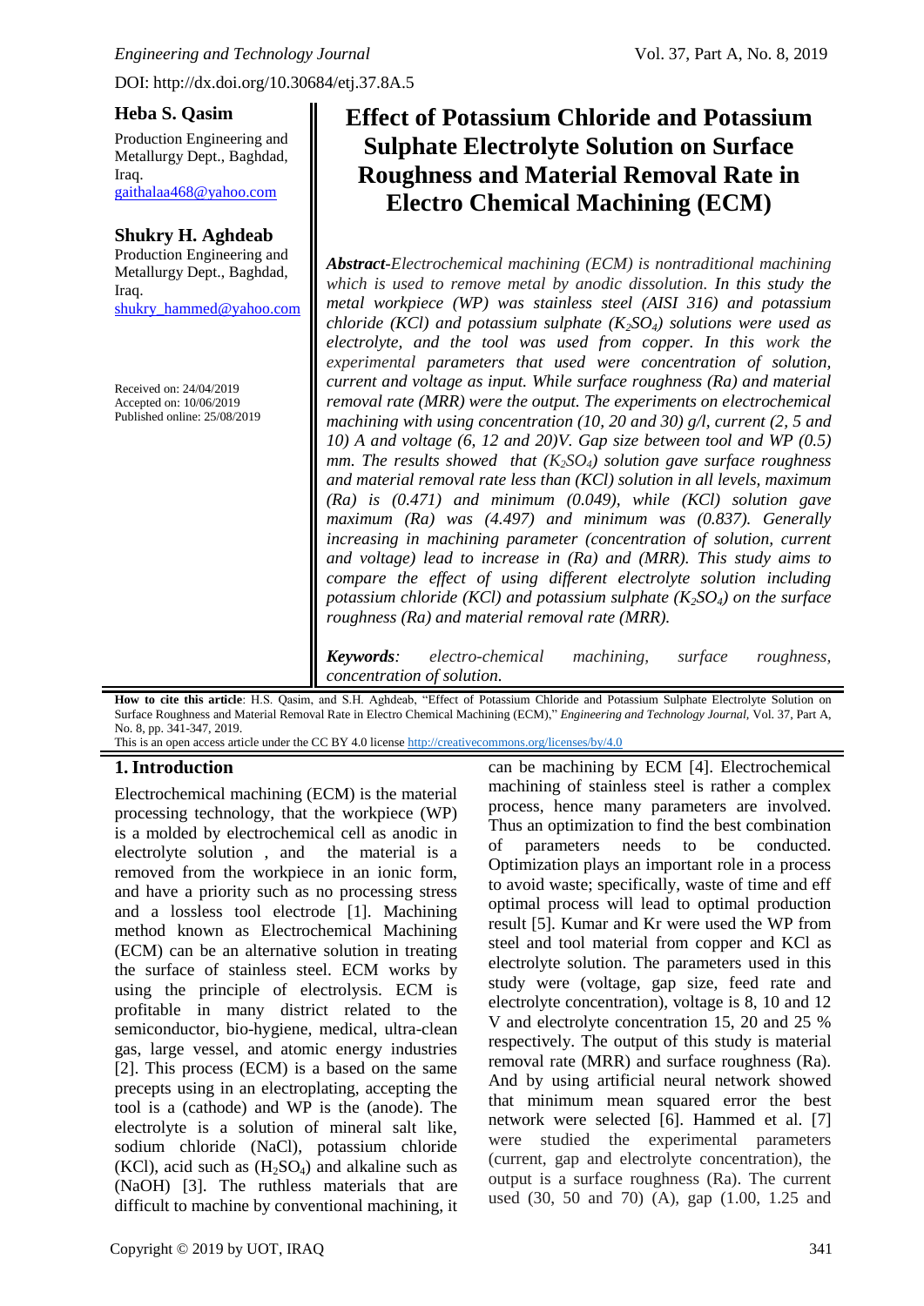DOI: http://dx.doi.org/10.30684/etj.37.8A.5

**Heba S. Qasim**
Production Engineering and Metallurgy Dept., Baghdad, Iraq.
gaithalaa468@yahoo.com

**Shukry H. Aghdeab**
Production Engineering and Metallurgy Dept., Baghdad, Iraq.
shukry_hammed@yahoo.com

Received on: 24/04/2019
Accepted on: 10/06/2019
Published online: 25/08/2019

# Effect of Potassium Chloride and Potassium Sulphate Electrolyte Solution on Surface Roughness and Material Removal Rate in Electro Chemical Machining (ECM)

***Abstract****-Electrochemical machining (ECM) is nontraditional machining which is used to remove metal by anodic dissolution. In this study the metal workpiece (WP) was stainless steel (AISI 316) and potassium chloride (KCl) and potassium sulphate ($K_2SO_4$) solutions were used as electrolyte, and the tool was used from copper. In this work the experimental parameters that used were concentration of solution, current and voltage as input. While surface roughness (Ra) and material removal rate (MRR) were the output. The experiments on electrochemical machining with using concentration (10, 20 and 30) g/l, current (2, 5 and 10) A and voltage (6, 12 and 20)V. Gap size between tool and WP (0.5) mm. The results showed that ($K_2SO_4$) solution gave surface roughness and material removal rate less than (KCl) solution in all levels, maximum (Ra) is (0.471) and minimum (0.049), while (KCl) solution gave maximum (Ra) was (4.497) and minimum was (0.837). Generally increasing in machining parameter (concentration of solution, current and voltage) lead to increase in (Ra) and (MRR). This study aims to compare the effect of using different electrolyte solution including potassium chloride (KCl) and potassium sulphate ($K_2SO_4$) on the surface roughness (Ra) and material removal rate (MRR).*

***Keywords****: electro-chemical machining, surface roughness, concentration of solution.*

**How to cite this article**: H.S. Qasim, and S.H. Aghdeab, "Effect of Potassium Chloride and Potassium Sulphate Electrolyte Solution on Surface Roughness and Material Removal Rate in Electro Chemical Machining (ECM)," *Engineering and Technology Journal*, Vol. 37, Part A, No. 8, pp. 341-347, 2019.
This is an open access article under the CC BY 4.0 license http://creativecommons.org/licenses/by/4.0

## 1. Introduction

Electrochemical machining (ECM) is the material processing technology, that the workpiece (WP) is a molded by electrochemical cell as anodic in electrolyte solution , and the material is a removed from the workpiece in an ionic form, and have a priority such as no processing stress and a lossless tool electrode [1]. Machining method known as Electrochemical Machining (ECM) can be an alternative solution in treating the surface of stainless steel. ECM works by using the principle of electrolysis. ECM is profitable in many district related to the semiconductor, bio-hygiene, medical, ultra-clean gas, large vessel, and atomic energy industries [2]. This process (ECM) is a based on the same precepts using in an electroplating, accepting the tool is a (cathode) and WP is the (anode). The electrolyte is a solution of mineral salt like, sodium chloride (NaCl), potassium chloride (KCl), acid such as ($H_2SO_4$) and alkaline such as (NaOH) [3]. The ruthless materials that are difficult to machine by conventional machining, it can be machining by ECM [4]. Electrochemical machining of stainless steel is rather a complex process, hence many parameters are involved. Thus an optimization to find the best combination of parameters needs to be conducted. Optimization plays an important role in a process to avoid waste; specifically, waste of time and eff optimal process will lead to optimal production result [5]. Kumar and Kr were used the WP from steel and tool material from copper and KCl as electrolyte solution. The parameters used in this study were (voltage, gap size, feed rate and electrolyte concentration), voltage is 8, 10 and 12 V and electrolyte concentration 15, 20 and 25 % respectively. The output of this study is material removal rate (MRR) and surface roughness (Ra). And by using artificial neural network showed that minimum mean squared error the best network were selected [6]. Hammed et al. [7] were studied the experimental parameters (current, gap and electrolyte concentration), the output is a surface roughness (Ra). The current used (30, 50 and 70) (A), gap (1.00, 1.25 and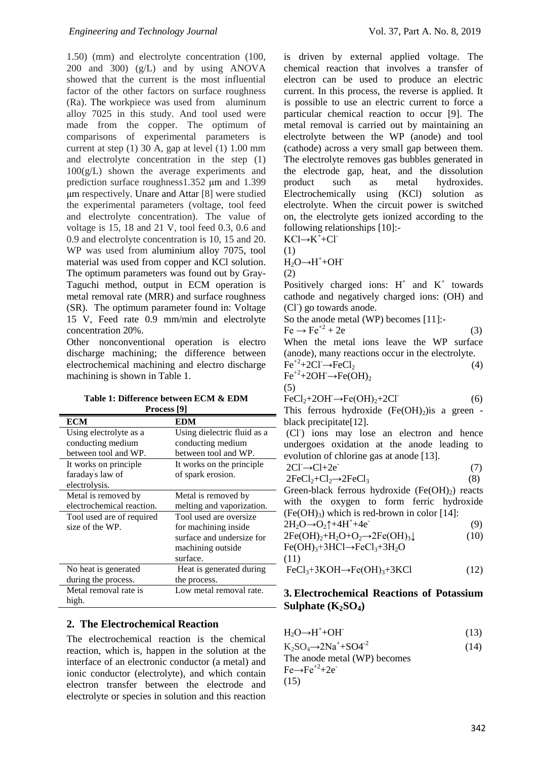1.50) (mm) and electrolyte concentration (100, 200 and 300) (g/L) and by using ANOVA showed that the current is the most influential factor of the other factors on surface roughness (Ra). The workpiece was used from aluminum alloy 7025 in this study. And tool used were made from the copper. The optimum of comparisons of experimental parameters is current at step (1) 30 A, gap at level (1) 1.00 mm and electrolyte concentration in the step (1) 100(g/L) shown the average experiments and prediction surface roughness1.352 μm and 1.399 μm respectively. Unare and Attar [8] were studied the experimental parameters (voltage, tool feed and electrolyte concentration). The value of voltage is 15, 18 and 21 V, tool feed 0.3, 0.6 and 0.9 and electrolyte concentration is 10, 15 and 20. WP was used from aluminium alloy 7075, tool material was used from copper and KCl solution. The optimum parameters was found out by Gray-Taguchi method, output in ECM operation is metal removal rate (MRR) and surface roughness (SR). The optimum parameter found in: Voltage 15 V, Feed rate 0.9 mm/min and electrolyte concentration 20%.

Other nonconventional operation is electro discharge machining; the difference between electrochemical machining and electro discharge machining is shown in Table 1.

**Table 1: Difference between ECM & EDM Process [9]**

| ECM | EDM |
|---|---|
| Using electrolyte as a conducting medium between tool and WP. | Using dielectric fluid as a conducting medium between tool and WP. |
| It works on principle faraday's law of electrolysis. | It works on the principle of spark erosion. |
| Metal is removed by electrochemical reaction. | Metal is removed by melting and vaporization. |
| Tool used are of required size of the WP. | Tool used are oversize for machining inside surface and undersize for machining outside surface. |
| No heat is generated during the process. | Heat is generated during the process. |
| Metal removal rate is high. | Low metal removal rate. |

## 2. The Electrochemical Reaction

The electrochemical reaction is the chemical reaction, which is, happen in the solution at the interface of an electronic conductor (a metal) and ionic conductor (electrolyte), and which contain electron transfer between the electrode and electrolyte or species in solution and this reaction is driven by external applied voltage. The chemical reaction that involves a transfer of electron can be used to produce an electric current. In this process, the reverse is applied. It is possible to use an electric current to force a particular chemical reaction to occur [9]. The metal removal is carried out by maintaining an electrolyte between the WP (anode) and tool (cathode) across a very small gap between them. The electrolyte removes gas bubbles generated in the electrode gap, heat, and the dissolution product such as metal hydroxides. Electrochemically using (KCl) solution as electrolyte. When the circuit power is switched on, the electrolyte gets ionized according to the following relationships [10]:-

$$KCl \rightarrow K^{+} + Cl^{-} \quad (1)$$

$$H_2O \rightarrow H^{+} + OH^{-} \quad (2)$$

Positively charged ions: $H^{+}$ and $K^{+}$ towards cathode and negatively charged ions: (OH) and ($Cl^{-}$) go towards anode.

So the anode metal (WP) becomes [11]:-

$$Fe \rightarrow Fe^{+2} + 2e \quad (3)$$

When the metal ions leave the WP surface (anode), many reactions occur in the electrolyte.

$$Fe^{+2} + 2Cl^{-} \rightarrow FeCl_2 \quad (4)$$

$$Fe^{+2} + 2OH^{-} \rightarrow Fe(OH)_2 \quad (5)$$

$$FeCl_2 + 2OH^{-} \rightarrow Fe(OH)_2 + 2Cl^{-} \quad (6)$$

This ferrous hydroxide ($Fe(OH)_2$)is a green - black precipitate[12].

($Cl^{-}$) ions may lose an electron and hence undergoes oxidation at the anode leading to evolution of chlorine gas at anode [13].

$$2Cl^{-} \rightarrow Cl + 2e^{-} \quad (7)$$

$$2FeCl_2 + Cl_2 \rightarrow 2FeCl_3 \quad (8)$$

Green-black ferrous hydroxide ($Fe(OH)_2$) reacts with the oxygen to form ferric hydroxide ($Fe(OH)_3$) which is red-brown in color [14]:

$$2H_2O \rightarrow O_2\uparrow + 4H^{+} + 4e^{-} \quad (9)$$

$$2Fe(OH)_2 + H_2O + O_2 \rightarrow 2Fe(OH)_3\downarrow \quad (10)$$

$$Fe(OH)_3 + 3HCl \rightarrow FeCl_3 + 3H_2O \quad (11)$$

$$FeCl_3 + 3KOH \rightarrow Fe(OH)_3 + 3KCl \quad (12)$$

## 3. Electrochemical Reactions of Potassium Sulphate ($K_2SO_4$)

$$H_2O \rightarrow H^{+} + OH^{-} \quad (13)$$

$$K_2SO_4 \rightarrow 2Na^{+} + SO4^{-2} \quad (14)$$

The anode metal (WP) becomes

$$Fe \rightarrow Fe^{+2} + 2e^{-} \quad (15)$$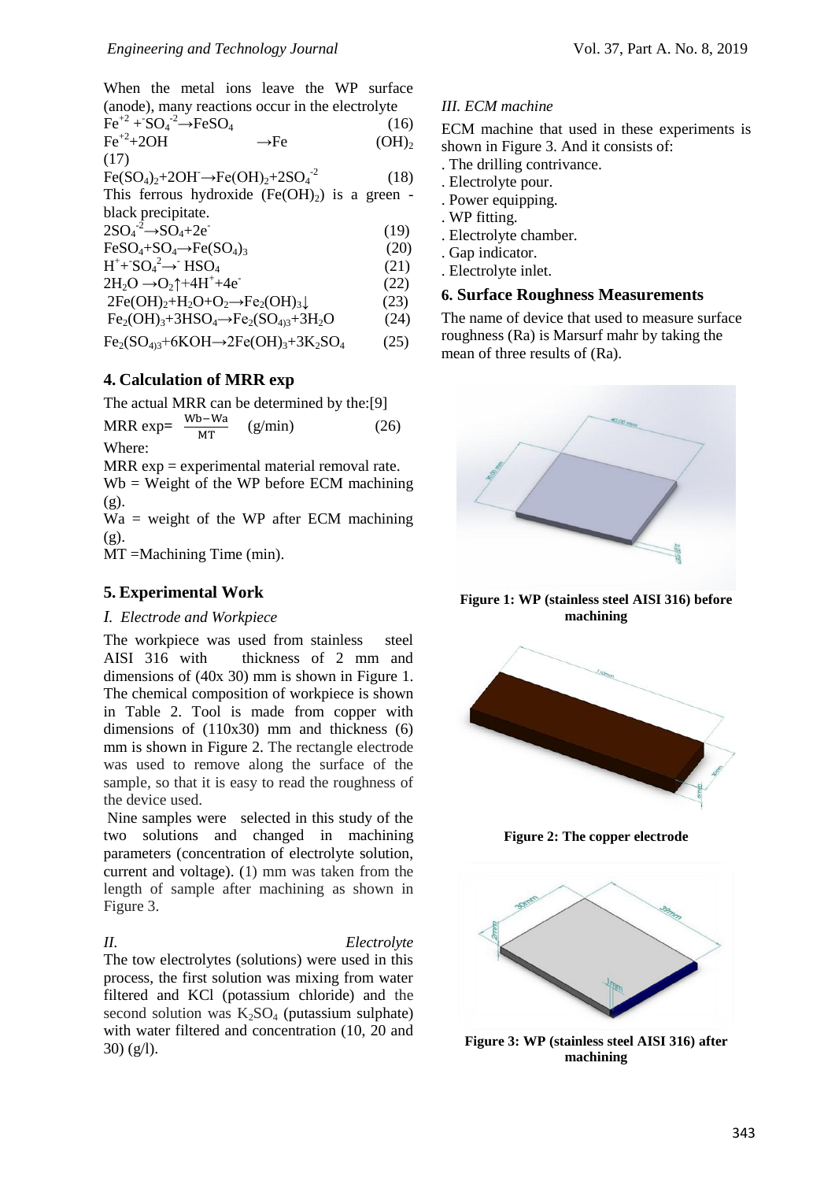When the metal ions leave the WP surface (anode), many reactions occur in the electrolyte

$$Fe^{+2} + {}^{-}SO_4^{-2} \rightarrow FeSO_4 \quad (16)$$

$$Fe^{+2} + 2OH \rightarrow Fe(OH)_2 \quad (17)$$

$$Fe(SO_4)_2 + 2OH^{-} \rightarrow Fe(OH)_2 + 2SO_4^{-2} \quad (18)$$

This ferrous hydroxide ($Fe(OH)_2$) is a green - black precipitate.

$$2SO_4^{-2} \rightarrow SO_4 + 2e^{-} \quad (19)$$

$$FeSO_4 + SO_4 \rightarrow Fe(SO_4)_3 \quad (20)$$

$$H^{+} + {}^{-}SO_4^{2} \rightarrow {}^{-} HSO_4 \quad (21)$$

$$2H_2O \rightarrow O_2\uparrow + 4H^{+} + 4e^{-} \quad (22)$$

$$2Fe(OH)_2 + H_2O + O_2 \rightarrow Fe_2(OH)_3\downarrow \quad (23)$$

$$Fe_2(OH)_3 + 3HSO_4 \rightarrow Fe_2(SO_{4)3} + 3H_2O \quad (24)$$

$$Fe_2(SO_{4)3} + 6KOH \rightarrow 2Fe(OH)_3 + 3K_2SO_4 \quad (25)$$

## 4. Calculation of MRR exp

The actual MRR can be determined by the:[9]

$$\text{MRR exp} = \frac{Wb - Wa}{MT} \quad (g/min) \quad (26)$$

Where:

MRR exp = experimental material removal rate.
Wb = Weight of the WP before ECM machining (g).
Wa = weight of the WP after ECM machining (g).
MT =Machining Time (min).

## 5. Experimental Work

### *I. Electrode and Workpiece*

The workpiece was used from stainless steel AISI 316 with thickness of 2 mm and dimensions of (40x 30) mm is shown in Figure 1. The chemical composition of workpiece is shown in Table 2. Tool is made from copper with dimensions of (110x30) mm and thickness (6) mm is shown in Figure 2. The rectangle electrode was used to remove along the surface of the sample, so that it is easy to read the roughness of the device used.

Nine samples were selected in this study of the two solutions and changed in machining parameters (concentration of electrolyte solution, current and voltage). (1) mm was taken from the length of sample after machining as shown in Figure 3.

### *II. Electrolyte*

The tow electrolytes (solutions) were used in this process, the first solution was mixing from water filtered and KCl (potassium chloride) and the second solution was $K_2SO_4$ (putassium sulphate) with water filtered and concentration (10, 20 and 30) (g/l).

### *III. ECM machine*

ECM machine that used in these experiments is shown in Figure 3. And it consists of:

- The drilling contrivance.
- Electrolyte pour.
- Power equipping.
- WP fitting.
- Electrolyte chamber.
- Gap indicator.
- Electrolyte inlet.

## 6. Surface Roughness Measurements

The name of device that used to measure surface roughness (Ra) is Marsurf mahr by taking the mean of three results of (Ra).

**Figure 1: WP (stainless steel AISI 316) before machining**

**Figure 2: The copper electrode**

**Figure 3: WP (stainless steel AISI 316) after machining**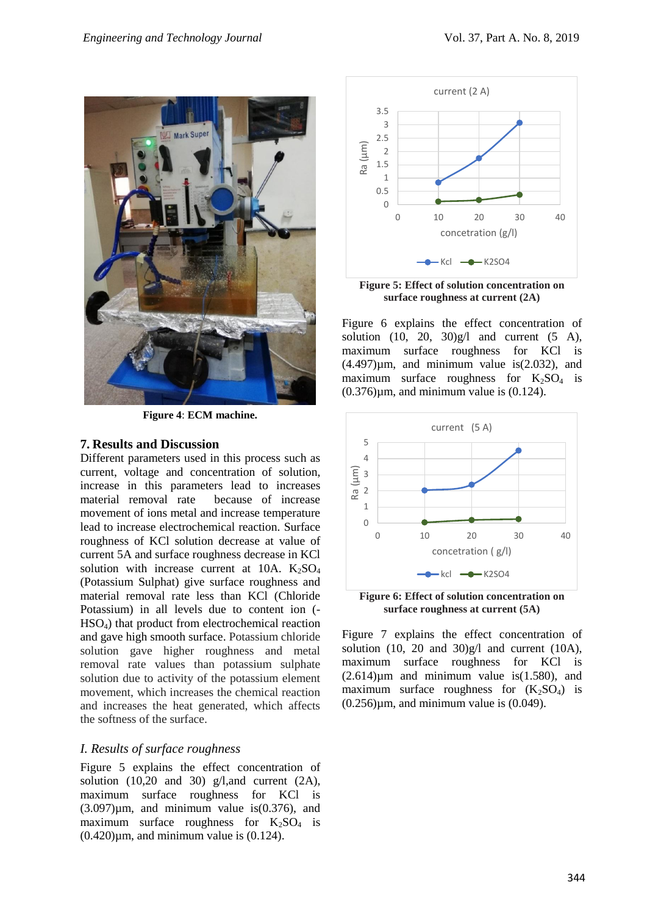Figure 4: ECM machine.

## 7. Results and Discussion

Different parameters used in this process such as current, voltage and concentration of solution, increase in this parameters lead to increases material removal rate because of increase movement of ions metal and increase temperature lead to increase electrochemical reaction. Surface roughness of KCl solution decrease at value of current 5A and surface roughness decrease in KCl solution with increase current at 10A. $K_2SO_4$ (Potassium Sulphat) give surface roughness and material removal rate less than KCl (Chloride Potassium) in all levels due to content ion (-$HSO_4$) that product from electrochemical reaction and gave high smooth surface. Potassium chloride solution gave higher roughness and metal removal rate values than potassium sulphate solution due to activity of the potassium element movement, which increases the chemical reaction and increases the heat generated, which affects the softness of the surface.

### *I. Results of surface roughness*

Figure 5 explains the effect concentration of solution (10,20 and 30) g/l,and current (2A), maximum surface roughness for KCl is (3.097)µm, and minimum value is(0.376), and maximum surface roughness for $K_2SO_4$ is (0.420)µm, and minimum value is (0.124).

**Figure 5: Effect of solution concentration on surface roughness at current (2A)**

Figure 6 explains the effect concentration of solution (10, 20, 30)g/l and current (5 A), maximum surface roughness for KCl is (4.497)µm, and minimum value is(2.032), and maximum surface roughness for $K_2SO_4$ is (0.376)µm, and minimum value is (0.124).

**Figure 6: Effect of solution concentration on surface roughness at current (5A)**

Figure 7 explains the effect concentration of solution (10, 20 and 30)g/l and current (10A), maximum surface roughness for KCl is (2.614)µm and minimum value is(1.580), and maximum surface roughness for ($K_2SO_4$) is (0.256)µm, and minimum value is (0.049).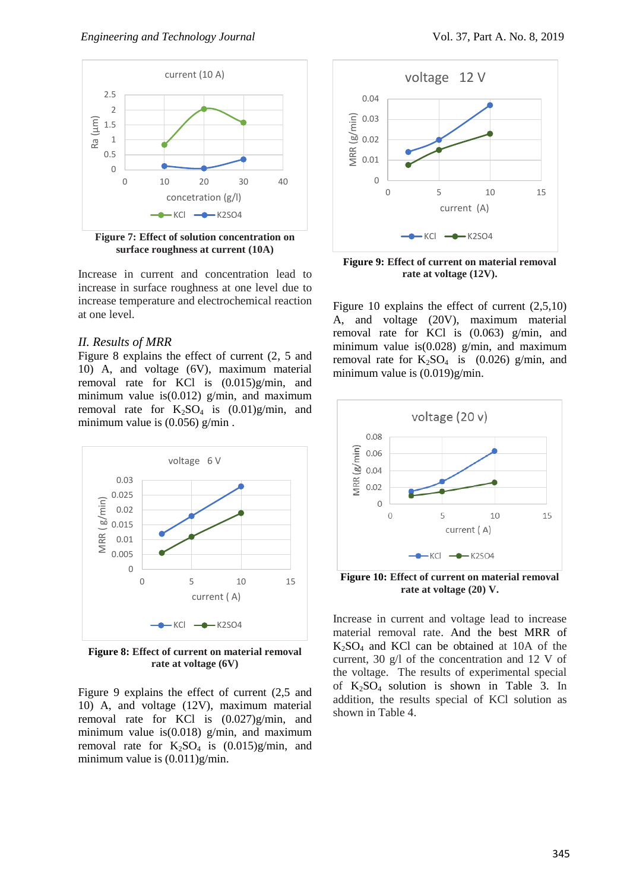Figure 7: Effect of solution concentration on surface roughness at current (10A)

Increase in current and concentration lead to increase in surface roughness at one level due to increase temperature and electrochemical reaction at one level.

### *II. Results of MRR*

Figure 8 explains the effect of current (2, 5 and 10) A, and voltage (6V), maximum material removal rate for KCl is (0.015)g/min, and minimum value is(0.012) g/min, and maximum removal rate for $K_2SO_4$ is (0.01)g/min, and minimum value is (0.056) g/min .

Figure 8: Effect of current on material removal rate at voltage (6V)

Figure 9 explains the effect of current (2,5 and 10) A, and voltage (12V), maximum material removal rate for KCl is (0.027)g/min, and minimum value is(0.018) g/min, and maximum removal rate for $K_2SO_4$ is (0.015)g/min, and minimum value is (0.011)g/min.

Figure 9: Effect of current on material removal rate at voltage (12V).

Figure 10 explains the effect of current (2,5,10) A, and voltage (20V), maximum material removal rate for KCl is (0.063) g/min, and minimum value is(0.028) g/min, and maximum removal rate for $K_2SO_4$ is (0.026) g/min, and minimum value is (0.019)g/min.

Figure 10: Effect of current on material removal rate at voltage (20) V.

Increase in current and voltage lead to increase material removal rate. And the best MRR of $K_2SO_4$ and KCl can be obtained at 10A of the current, 30 g/l of the concentration and 12 V of the voltage. The results of experimental special of $K_2SO_4$ solution is shown in Table 3. In addition, the results special of KCl solution as shown in Table 4.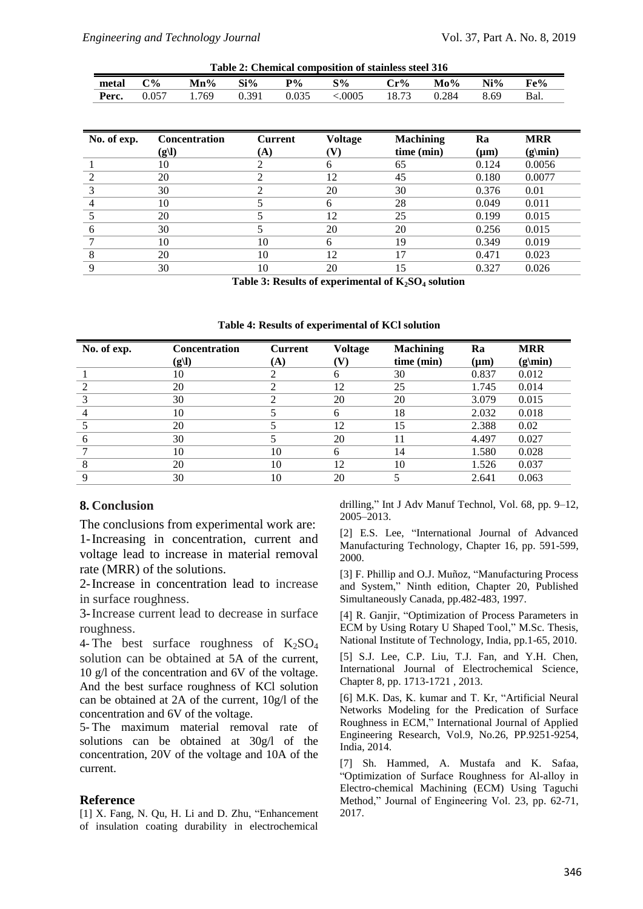Table 2: Chemical composition of stainless steel 316

| metal | C% | Mn% | Si% | P% | S% | Cr% | Mo% | Ni% | Fe% |
|---|---|---|---|---|---|---|---|---|---|
| Perc. | 0.057 | 1.769 | 0.391 | 0.035 | <.0005 | 18.73 | 0.284 | 8.69 | Bal. |

| No. of exp. | Concentration (g\l) | Current (A) | Voltage (V) | Machining time (min) | Ra (μm) | MRR (g\min) |
|---|---|---|---|---|---|---|
| 1 | 10 | 2 | 6 | 65 | 0.124 | 0.0056 |
| 2 | 20 | 2 | 12 | 45 | 0.180 | 0.0077 |
| 3 | 30 | 2 | 20 | 30 | 0.376 | 0.01 |
| 4 | 10 | 5 | 6 | 28 | 0.049 | 0.011 |
| 5 | 20 | 5 | 12 | 25 | 0.199 | 0.015 |
| 6 | 30 | 5 | 20 | 20 | 0.256 | 0.015 |
| 7 | 10 | 10 | 6 | 19 | 0.349 | 0.019 |
| 8 | 20 | 10 | 12 | 17 | 0.471 | 0.023 |
| 9 | 30 | 10 | 20 | 15 | 0.327 | 0.026 |

Table 3: Results of experimental of $K_2SO_4$ solution

Table 4: Results of experimental of KCl solution

| No. of exp. | Concentration (g\l) | Current (A) | Voltage (V) | Machining time (min) | Ra (μm) | MRR (g\min) |
|---|---|---|---|---|---|---|
| 1 | 10 | 2 | 6 | 30 | 0.837 | 0.012 |
| 2 | 20 | 2 | 12 | 25 | 1.745 | 0.014 |
| 3 | 30 | 2 | 20 | 20 | 3.079 | 0.015 |
| 4 | 10 | 5 | 6 | 18 | 2.032 | 0.018 |
| 5 | 20 | 5 | 12 | 15 | 2.388 | 0.02 |
| 6 | 30 | 5 | 20 | 11 | 4.497 | 0.027 |
| 7 | 10 | 10 | 6 | 14 | 1.580 | 0.028 |
| 8 | 20 | 10 | 12 | 10 | 1.526 | 0.037 |
| 9 | 30 | 10 | 20 | 5 | 2.641 | 0.063 |

## 8. Conclusion

The conclusions from experimental work are:

1- Increasing in concentration, current and voltage lead to increase in material removal rate (MRR) of the solutions.

2- Increase in concentration lead to increase in surface roughness.

3- Increase current lead to decrease in surface roughness.

4- The best surface roughness of $K_2SO_4$ solution can be obtained at 5A of the current, 10 g/l of the concentration and 6V of the voltage. And the best surface roughness of KCl solution can be obtained at 2A of the current, 10g/l of the concentration and 6V of the voltage.

5- The maximum material removal rate of solutions can be obtained at 30g/l of the concentration, 20V of the voltage and 10A of the current.

## Reference

[1] X. Fang, N. Qu, H. Li and D. Zhu, "Enhancement of insulation coating durability in electrochemical drilling," Int J Adv Manuf Technol, Vol. 68, pp. 9–12, 2005–2013.

[2] E.S. Lee, "International Journal of Advanced Manufacturing Technology, Chapter 16, pp. 591-599, 2000.

[3] F. Phillip and O.J. Muñoz, "Manufacturing Process and System," Ninth edition, Chapter 20, Published Simultaneously Canada, pp.482-483, 1997.

[4] R. Ganjir, "Optimization of Process Parameters in ECM by Using Rotary U Shaped Tool," M.Sc. Thesis, National Institute of Technology, India, pp.1-65, 2010.

[5] S.J. Lee, C.P. Liu, T.J. Fan, and Y.H. Chen, International Journal of Electrochemical Science, Chapter 8, pp. 1713-1721 , 2013.

[6] M.K. Das, K. kumar and T. Kr, "Artificial Neural Networks Modeling for the Predication of Surface Roughness in ECM," International Journal of Applied Engineering Research, Vol.9, No.26, PP.9251-9254, India, 2014.

[7] Sh. Hammed, A. Mustafa and K. Safaa, "Optimization of Surface Roughness for Al-alloy in Electro-chemical Machining (ECM) Using Taguchi Method," Journal of Engineering Vol. 23, pp. 62-71, 2017.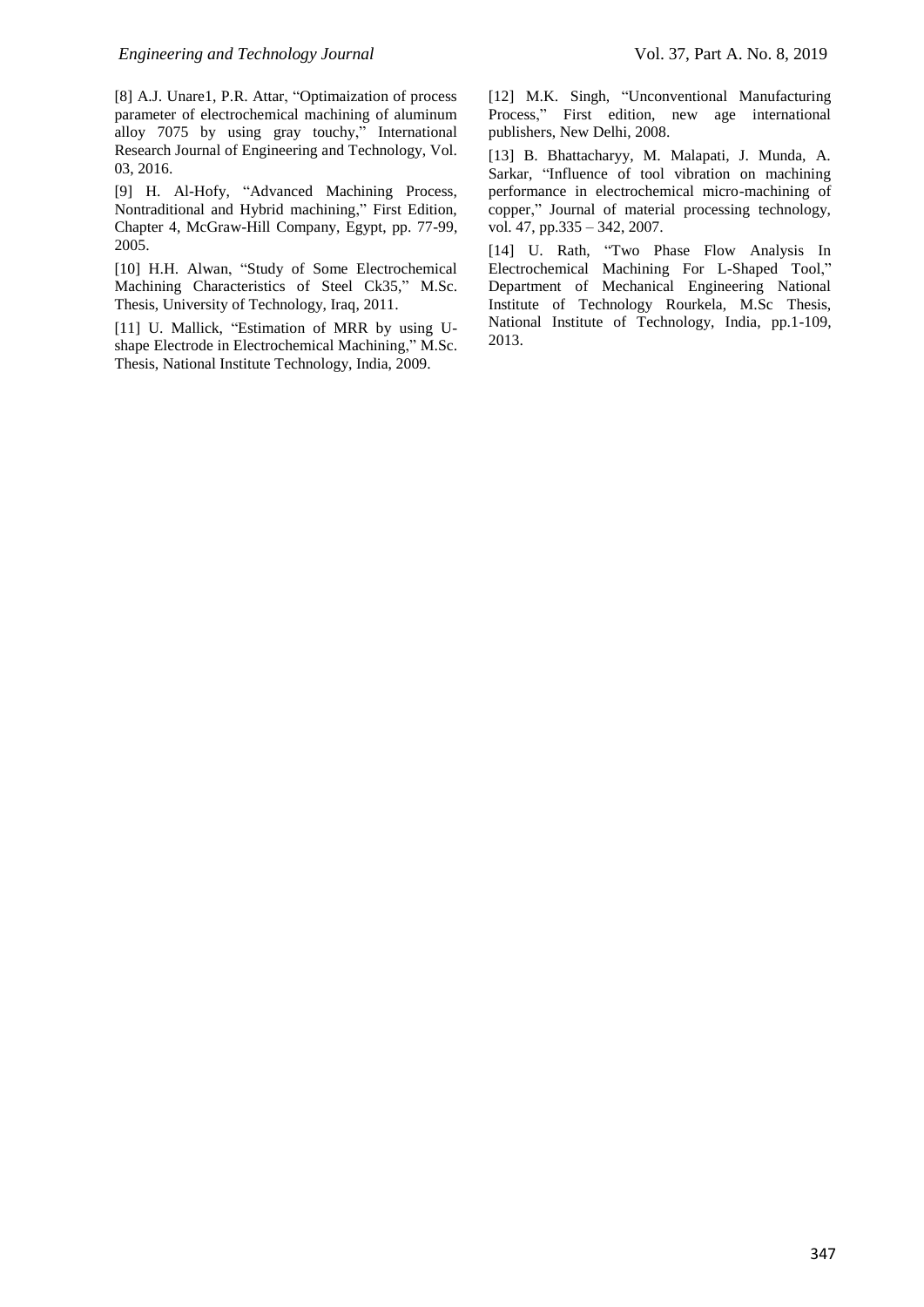[8] A.J. Unare1, P.R. Attar, "Optimaization of process parameter of electrochemical machining of aluminum alloy 7075 by using gray touchy," International Research Journal of Engineering and Technology, Vol. 03, 2016.

[9] H. Al-Hofy, "Advanced Machining Process, Nontraditional and Hybrid machining," First Edition, Chapter 4, McGraw-Hill Company, Egypt, pp. 77-99, 2005.

[10] H.H. Alwan, "Study of Some Electrochemical Machining Characteristics of Steel Ck35," M.Sc. Thesis, University of Technology, Iraq, 2011.

[11] U. Mallick, "Estimation of MRR by using U-shape Electrode in Electrochemical Machining," M.Sc. Thesis, National Institute Technology, India, 2009.

[12] M.K. Singh, "Unconventional Manufacturing Process," First edition, new age international publishers, New Delhi, 2008.

[13] B. Bhattacharyy, M. Malapati, J. Munda, A. Sarkar, "Influence of tool vibration on machining performance in electrochemical micro-machining of copper," Journal of material processing technology, vol. 47, pp.335 – 342, 2007.

[14] U. Rath, "Two Phase Flow Analysis In Electrochemical Machining For L-Shaped Tool," Department of Mechanical Engineering National Institute of Technology Rourkela, M.Sc Thesis, National Institute of Technology, India, pp.1-109, 2013.